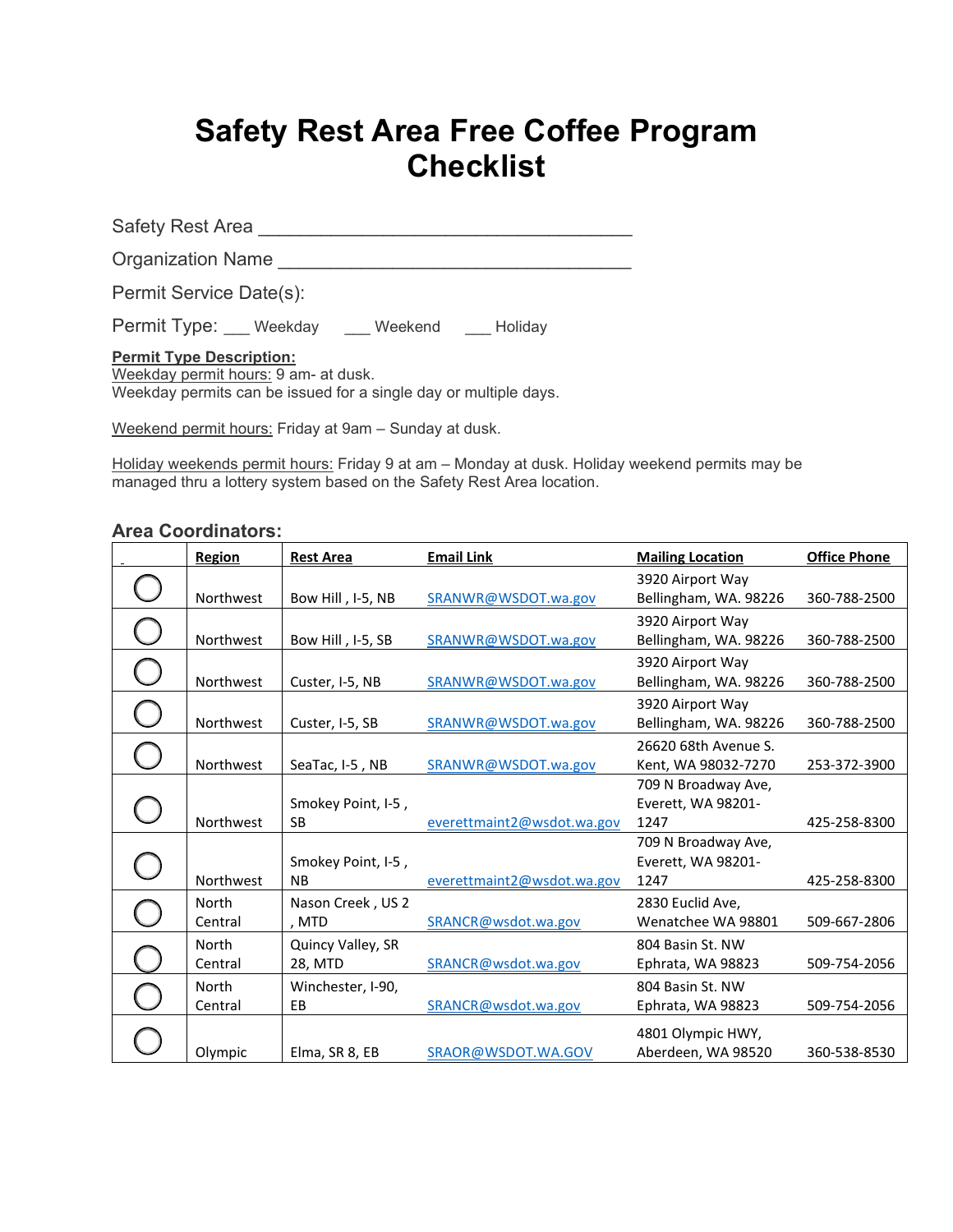# Safety Rest Area Free Coffee Program Checklist

Safety Rest Area ___________________________________

Organization Name ___________________________________

Permit Service Date(s):

Permit Type: ___ Weekday ___ Weekend ___ Holiday

**Permit Type Description:**

Weekday permit hours: 9 am- at dusk.
Weekday permits can be issued for a single day or multiple days.

Weekend permit hours: Friday at 9am – Sunday at dusk.

Holiday weekends permit hours: Friday 9 at am – Monday at dusk. Holiday weekend permits may be managed thru a lottery system based on the Safety Rest Area location.

### Area Coordinators:

| | Region | Rest Area | Email Link | Mailing Location | Office Phone |
|---|---|---|---|---|---|
| ○ | Northwest | Bow Hill , I-5, NB | SRANWR@WSDOT.wa.gov | 3920 Airport Way Bellingham, WA. 98226 | 360-788-2500 |
| ○ | Northwest | Bow Hill , I-5, SB | SRANWR@WSDOT.wa.gov | 3920 Airport Way Bellingham, WA. 98226 | 360-788-2500 |
| ○ | Northwest | Custer, I-5, NB | SRANWR@WSDOT.wa.gov | 3920 Airport Way Bellingham, WA. 98226 | 360-788-2500 |
| ○ | Northwest | Custer, I-5, SB | SRANWR@WSDOT.wa.gov | 3920 Airport Way Bellingham, WA. 98226 | 360-788-2500 |
| ○ | Northwest | SeaTac, I-5 , NB | SRANWR@WSDOT.wa.gov | 26620 68th Avenue S. Kent, WA 98032-7270 | 253-372-3900 |
| ○ | Northwest | Smokey Point, I-5 , SB | everettmaint2@wsdot.wa.gov | 709 N Broadway Ave, Everett, WA 98201-1247 | 425-258-8300 |
| ○ | Northwest | Smokey Point, I-5 , NB | everettmaint2@wsdot.wa.gov | 709 N Broadway Ave, Everett, WA 98201-1247 | 425-258-8300 |
| ○ | North Central | Nason Creek , US 2 , MTD | SRANCR@wsdot.wa.gov | 2830 Euclid Ave, Wenatchee WA 98801 | 509-667-2806 |
| ○ | North Central | Quincy Valley, SR 28, MTD | SRANCR@wsdot.wa.gov | 804 Basin St. NW Ephrata, WA 98823 | 509-754-2056 |
| ○ | North Central | Winchester, I-90, EB | SRANCR@wsdot.wa.gov | 804 Basin St. NW Ephrata, WA 98823 | 509-754-2056 |
| ○ | Olympic | Elma, SR 8, EB | SRAOR@WSDOT.WA.GOV | 4801 Olympic HWY, Aberdeen, WA 98520 | 360-538-8530 |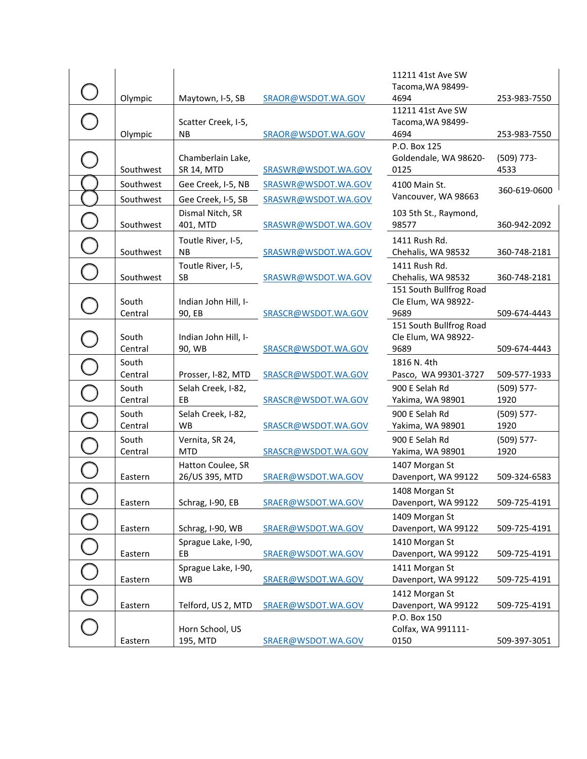| | | | | | |
|---|---|---|---|---|---|
| ◯ | Olympic | Maytown, I-5, SB | SRAOR@WSDOT.WA.GOV | 11211 41st Ave SW Tacoma,WA 98499-4694 | 253-983-7550 |
| ◯ | Olympic | Scatter Creek, I-5, NB | SRAOR@WSDOT.WA.GOV | 11211 41st Ave SW Tacoma,WA 98499-4694 | 253-983-7550 |
| ◯ | Southwest | Chamberlain Lake, SR 14, MTD | SRASWR@WSDOT.WA.GOV | P.O. Box 125 Goldendale, WA 98620-0125 | (509) 773-4533 |
| ◯ | Southwest | Gee Creek, I-5, NB | SRASWR@WSDOT.WA.GOV | 4100 Main St. Vancouver, WA 98663 | 360-619-0600 |
| ◯ | Southwest | Gee Creek, I-5, SB | SRASWR@WSDOT.WA.GOV | | |
| ◯ | Southwest | Dismal Nitch, SR 401, MTD | SRASWR@WSDOT.WA.GOV | 103 5th St., Raymond, 98577 | 360-942-2092 |
| ◯ | Southwest | Toutle River, I-5, NB | SRASWR@WSDOT.WA.GOV | 1411 Rush Rd. Chehalis, WA 98532 | 360-748-2181 |
| ◯ | Southwest | Toutle River, I-5, SB | SRASWR@WSDOT.WA.GOV | 1411 Rush Rd. Chehalis, WA 98532 | 360-748-2181 |
| ◯ | South Central | Indian John Hill, I-90, EB | SRASCR@WSDOT.WA.GOV | 151 South Bullfrog Road Cle Elum, WA 98922-9689 | 509-674-4443 |
| ◯ | South Central | Indian John Hill, I-90, WB | SRASCR@WSDOT.WA.GOV | 151 South Bullfrog Road Cle Elum, WA 98922-9689 | 509-674-4443 |
| ◯ | South Central | Prosser, I-82, MTD | SRASCR@WSDOT.WA.GOV | 1816 N. 4th Pasco, WA 99301-3727 | 509-577-1933 |
| ◯ | South Central | Selah Creek, I-82, EB | SRASCR@WSDOT.WA.GOV | 900 E Selah Rd Yakima, WA 98901 | (509) 577-1920 |
| ◯ | South Central | Selah Creek, I-82, WB | SRASCR@WSDOT.WA.GOV | 900 E Selah Rd Yakima, WA 98901 | (509) 577-1920 |
| ◯ | South Central | Vernita, SR 24, MTD | SRASCR@WSDOT.WA.GOV | 900 E Selah Rd Yakima, WA 98901 | (509) 577-1920 |
| ◯ | Eastern | Hatton Coulee, SR 26/US 395, MTD | SRAER@WSDOT.WA.GOV | 1407 Morgan St Davenport, WA 99122 | 509-324-6583 |
| ◯ | Eastern | Schrag, I-90, EB | SRAER@WSDOT.WA.GOV | 1408 Morgan St Davenport, WA 99122 | 509-725-4191 |
| ◯ | Eastern | Schrag, I-90, WB | SRAER@WSDOT.WA.GOV | 1409 Morgan St Davenport, WA 99122 | 509-725-4191 |
| ◯ | Eastern | Sprague Lake, I-90, EB | SRAER@WSDOT.WA.GOV | 1410 Morgan St Davenport, WA 99122 | 509-725-4191 |
| ◯ | Eastern | Sprague Lake, I-90, WB | SRAER@WSDOT.WA.GOV | 1411 Morgan St Davenport, WA 99122 | 509-725-4191 |
| ◯ | Eastern | Telford, US 2, MTD | SRAER@WSDOT.WA.GOV | 1412 Morgan St Davenport, WA 99122 | 509-725-4191 |
| ◯ | Eastern | Horn School, US 195, MTD | SRAER@WSDOT.WA.GOV | P.O. Box 150 Colfax, WA 991111-0150 | 509-397-3051 |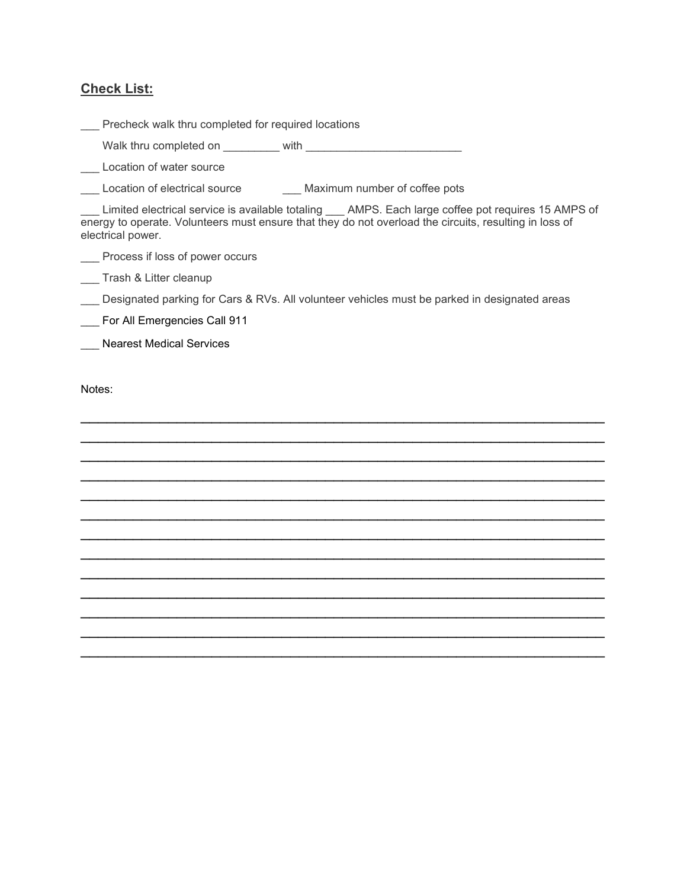## Check List:

___ Precheck walk thru completed for required locations

Walk thru completed on _________ with _________________________

___ Location of water source

___ Location of electrical source ___ Maximum number of coffee pots

___ Limited electrical service is available totaling ___ AMPS. Each large coffee pot requires 15 AMPS of energy to operate. Volunteers must ensure that they do not overload the circuits, resulting in loss of electrical power.

___ Process if loss of power occurs

___ Trash & Litter cleanup

___ Designated parking for Cars & RVs. All volunteer vehicles must be parked in designated areas

___ For All Emergencies Call 911

___ Nearest Medical Services

Notes:

______________________________________________________________________________

______________________________________________________________________________

______________________________________________________________________________

______________________________________________________________________________

______________________________________________________________________________

______________________________________________________________________________

______________________________________________________________________________

______________________________________________________________________________

______________________________________________________________________________

______________________________________________________________________________

______________________________________________________________________________

______________________________________________________________________________

______________________________________________________________________________